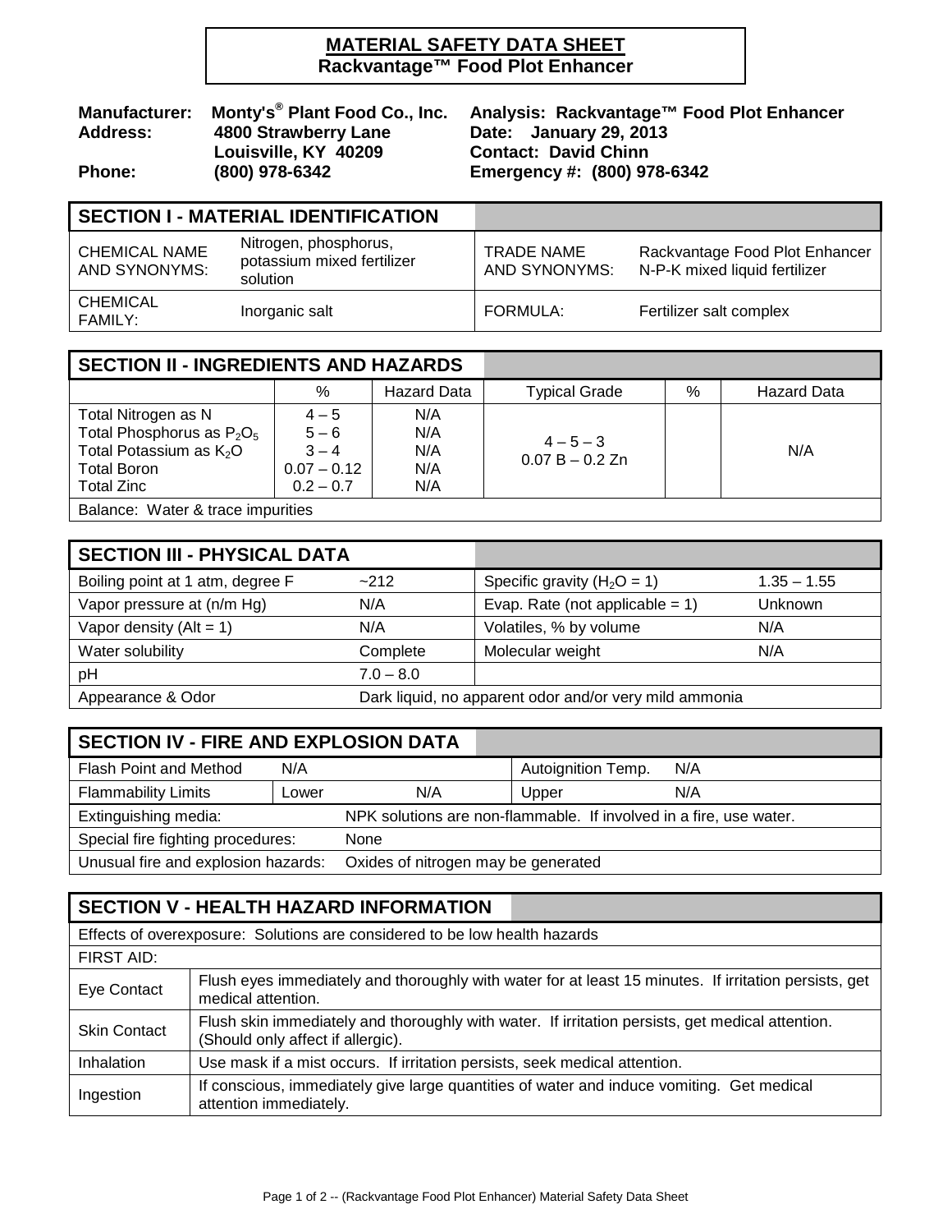# MATERIAL SAFETY DATA SHEET
## Rackvantage™ Food Plot Enhancer

**Manufacturer:** Monty's® Plant Food Co., Inc.
**Address:** 4800 Strawberry Lane
Louisville, KY 40209
**Phone:** (800) 978-6342

**Analysis:** Rackvantage™ Food Plot Enhancer
**Date:** January 29, 2013
**Contact:** David Chinn
**Emergency #:** (800) 978-6342

## SECTION I - MATERIAL IDENTIFICATION

| | | | |
|---|---|---|---|
| CHEMICAL NAME AND SYNONYMS: | Nitrogen, phosphorus, potassium mixed fertilizer solution | TRADE NAME AND SYNONYMS: | Rackvantage Food Plot Enhancer N-P-K mixed liquid fertilizer |
| CHEMICAL FAMILY: | Inorganic salt | FORMULA: | Fertilizer salt complex |

## SECTION II - INGREDIENTS AND HAZARDS

| | % | Hazard Data | Typical Grade | % | Hazard Data |
|---|---|---|---|---|---|
| Total Nitrogen as N<br>Total Phosphorus as $P_2O_5$<br>Total Potassium as $K_2O$<br>Total Boron<br>Total Zinc | 4 – 5<br>5 – 6<br>3 – 4<br>0.07 – 0.12<br>0.2 – 0.7 | N/A<br>N/A<br>N/A<br>N/A<br>N/A | 4 – 5 – 3<br>0.07 B – 0.2 Zn | | N/A |
| Balance: Water & trace impurities | | | | | |

## SECTION III - PHYSICAL DATA

| | | | |
|---|---|---|---|
| Boiling point at 1 atm, degree F | ~212 | Specific gravity ($H_2O$ = 1) | 1.35 – 1.55 |
| Vapor pressure at (n/m Hg) | N/A | Evap. Rate (not applicable = 1) | Unknown |
| Vapor density (Alt = 1) | N/A | Volatiles, % by volume | N/A |
| Water solubility | Complete | Molecular weight | N/A |
| pH | 7.0 – 8.0 | | |
| Appearance & Odor | Dark liquid, no apparent odor and/or very mild ammonia | | |

## SECTION IV - FIRE AND EXPLOSION DATA

| | | | | |
|---|---|---|---|---|
| Flash Point and Method | N/A | | Autoignition Temp. | N/A |
| Flammability Limits | Lower | N/A | Upper | N/A |

Extinguishing media: NPK solutions are non-flammable. If involved in a fire, use water.

Special fire fighting procedures: None

Unusual fire and explosion hazards: Oxides of nitrogen may be generated

## SECTION V - HEALTH HAZARD INFORMATION

Effects of overexposure: Solutions are considered to be low health hazards

FIRST AID:

| | |
|---|---|
| Eye Contact | Flush eyes immediately and thoroughly with water for at least 15 minutes. If irritation persists, get medical attention. |
| Skin Contact | Flush skin immediately and thoroughly with water. If irritation persists, get medical attention. (Should only affect if allergic). |
| Inhalation | Use mask if a mist occurs. If irritation persists, seek medical attention. |
| Ingestion | If conscious, immediately give large quantities of water and induce vomiting. Get medical attention immediately. |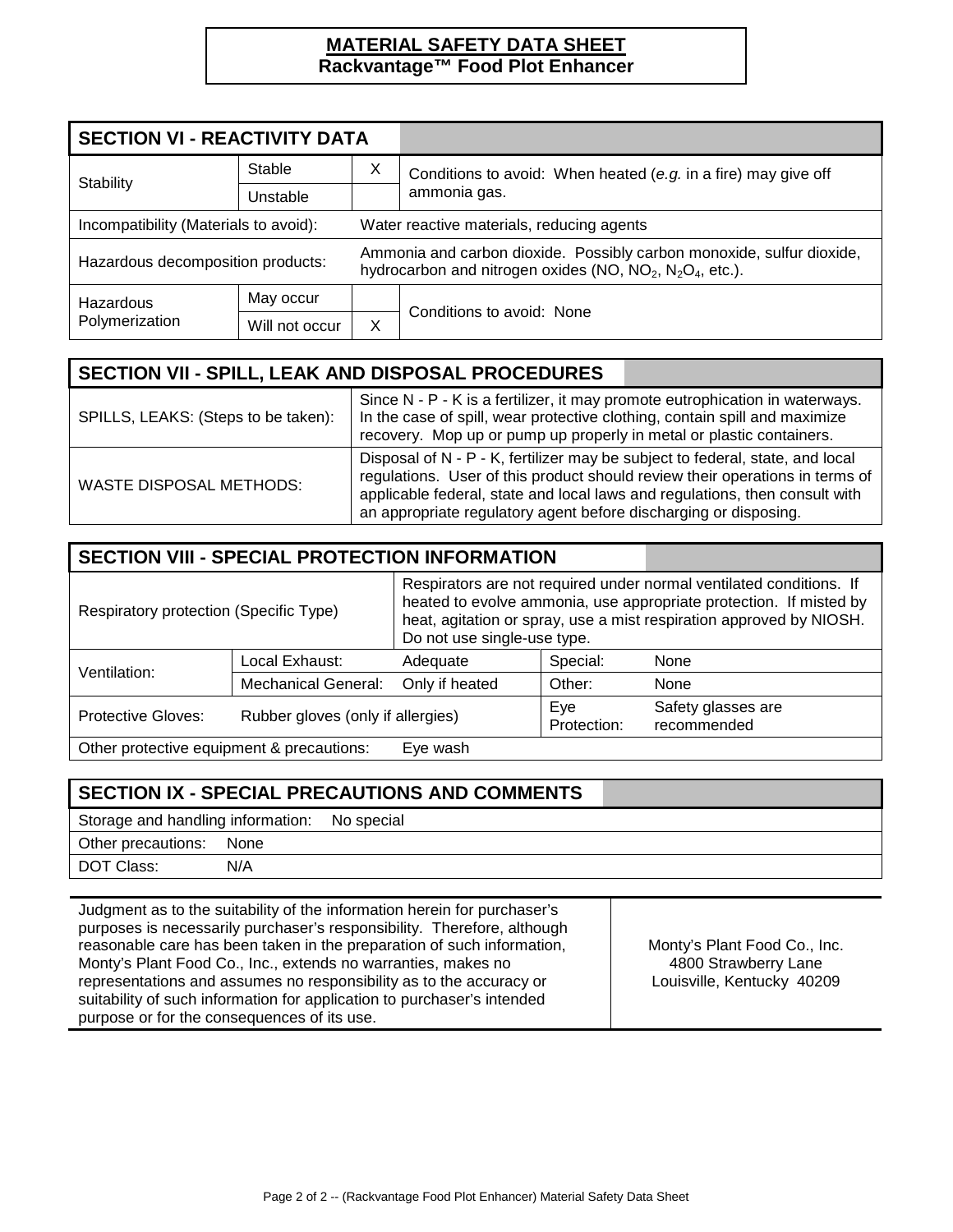# MATERIAL SAFETY DATA SHEET
**Rackvantage™ Food Plot Enhancer**

## SECTION VI - REACTIVITY DATA

| | | | |
|---|---|---|---|
| Stability | Stable | X | Conditions to avoid: When heated (*e.g.* in a fire) may give off ammonia gas. |
| | Unstable | | |
| Incompatibility (Materials to avoid): | Water reactive materials, reducing agents | | |
| Hazardous decomposition products: | Ammonia and carbon dioxide. Possibly carbon monoxide, sulfur dioxide, hydrocarbon and nitrogen oxides (NO, $NO_2$, $N_2O_4$, etc.). | | |
| Hazardous Polymerization | May occur | | Conditions to avoid: None |
| | Will not occur | X | |

## SECTION VII - SPILL, LEAK AND DISPOSAL PROCEDURES

| | |
|---|---|
| SPILLS, LEAKS: (Steps to be taken): | Since N - P - K is a fertilizer, it may promote eutrophication in waterways. In the case of spill, wear protective clothing, contain spill and maximize recovery. Mop up or pump up properly in metal or plastic containers. |
| WASTE DISPOSAL METHODS: | Disposal of N - P - K, fertilizer may be subject to federal, state, and local regulations. User of this product should review their operations in terms of applicable federal, state and local laws and regulations, then consult with an appropriate regulatory agent before discharging or disposing. |

## SECTION VIII - SPECIAL PROTECTION INFORMATION

| | | | | |
|---|---|---|---|---|
| Respiratory protection (Specific Type) | Respirators are not required under normal ventilated conditions. If heated to evolve ammonia, use appropriate protection. If misted by heat, agitation or spray, use a mist respiration approved by NIOSH. Do not use single-use type. | | | |
| Ventilation: | Local Exhaust: Adequate | | Special: | None |
| | Mechanical General: Only if heated | | Other: | None |
| Protective Gloves: | Rubber gloves (only if allergies) | | Eye Protection: | Safety glasses are recommended |
| Other protective equipment & precautions: | Eye wash | | | |

## SECTION IX - SPECIAL PRECAUTIONS AND COMMENTS

| | |
|---|---|
| Storage and handling information: | No special |
| Other precautions: | None |
| DOT Class: | N/A |

Judgment as to the suitability of the information herein for purchaser's purposes is necessarily purchaser's responsibility. Therefore, although reasonable care has been taken in the preparation of such information, Monty's Plant Food Co., Inc., extends no warranties, makes no representations and assumes no responsibility as to the accuracy or suitability of such information for application to purchaser's intended purpose or for the consequences of its use.

Monty's Plant Food Co., Inc.
4800 Strawberry Lane
Louisville, Kentucky 40209